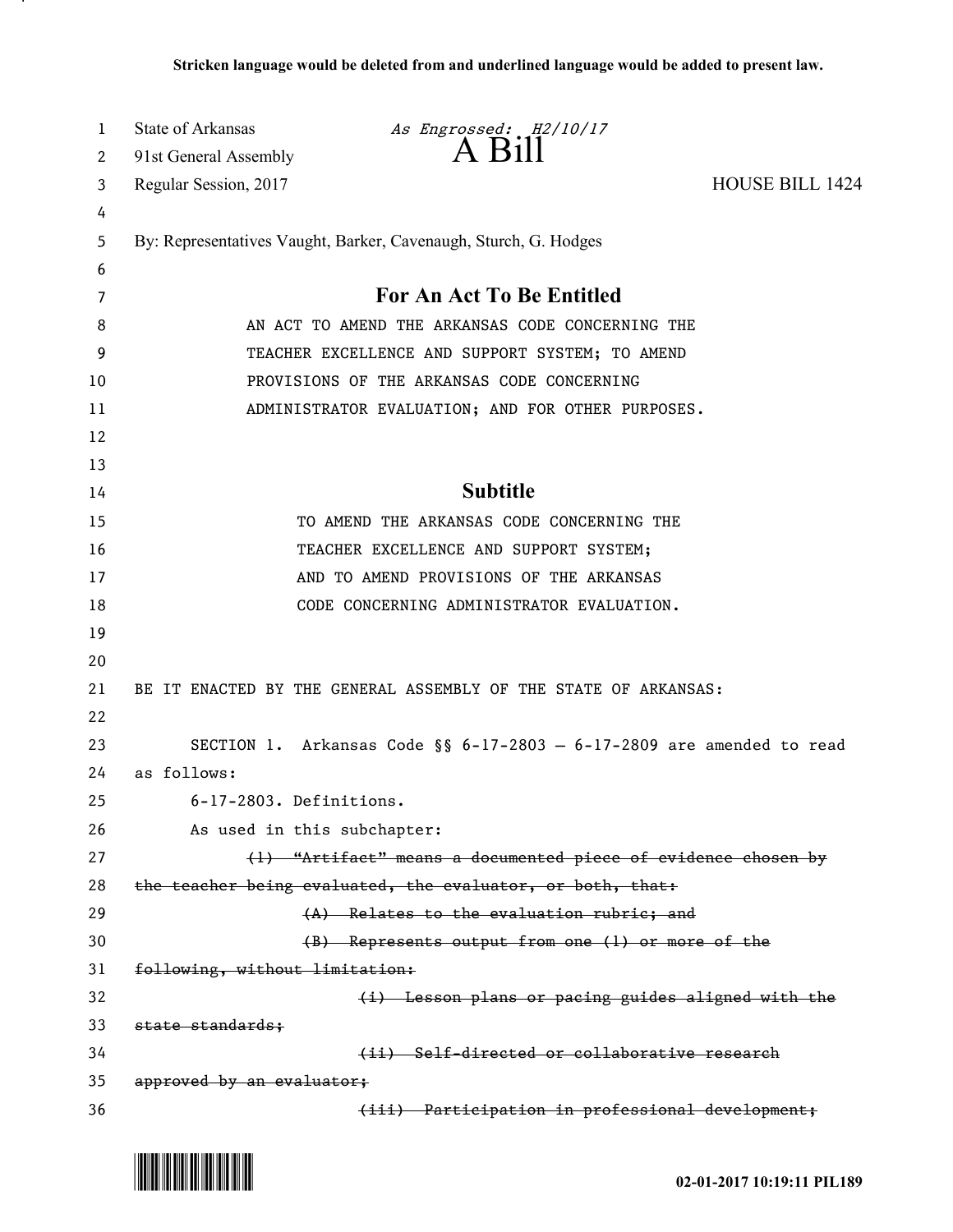**Stricken language would be deleted from and underlined language would be added to present law.**

State of Arkansas *As Engrossed: H2/10/17*
91st General Assembly
# A Bill
Regular Session, 2017 HOUSE BILL 1424

By: Representatives Vaught, Barker, Cavenaugh, Sturch, G. Hodges

## For An Act To Be Entitled

AN ACT TO AMEND THE ARKANSAS CODE CONCERNING THE TEACHER EXCELLENCE AND SUPPORT SYSTEM; TO AMEND PROVISIONS OF THE ARKANSAS CODE CONCERNING ADMINISTRATOR EVALUATION; AND FOR OTHER PURPOSES.

## Subtitle

TO AMEND THE ARKANSAS CODE CONCERNING THE TEACHER EXCELLENCE AND SUPPORT SYSTEM; AND TO AMEND PROVISIONS OF THE ARKANSAS CODE CONCERNING ADMINISTRATOR EVALUATION.

BE IT ENACTED BY THE GENERAL ASSEMBLY OF THE STATE OF ARKANSAS:

SECTION 1. Arkansas Code §§ 6-17-2803 — 6-17-2809 are amended to read as follows:

6-17-2803. Definitions.

As used in this subchapter:

~~(1) "Artifact" means a documented piece of evidence chosen by the teacher being evaluated, the evaluator, or both, that:~~

~~(A) Relates to the evaluation rubric; and~~

~~(B) Represents output from one (1) or more of the following, without limitation:~~

~~(i) Lesson plans or pacing guides aligned with the state standards;~~

~~(ii) Self-directed or collaborative research approved by an evaluator;~~

~~(iii) Participation in professional development;~~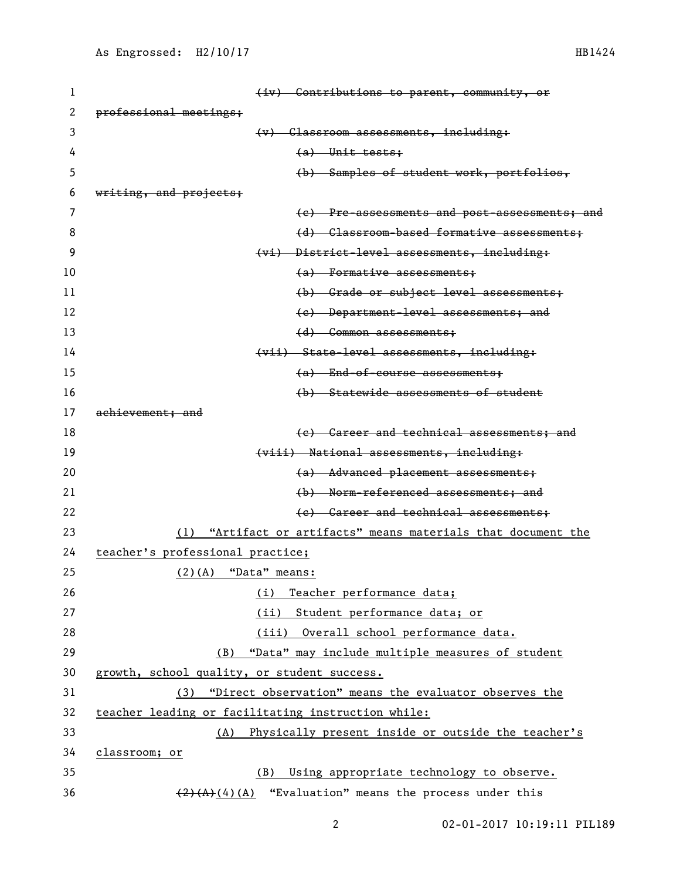~~(iv) Contributions to parent, community, or professional meetings;~~

~~(v) Classroom assessments, including:~~

~~(a) Unit tests;~~

~~(b) Samples of student work, portfolios, writing, and projects;~~

~~(c) Pre-assessments and post-assessments; and~~

~~(d) Classroom-based formative assessments;~~

~~(vi) District-level assessments, including:~~

~~(a) Formative assessments;~~

~~(b) Grade or subject level assessments;~~

~~(c) Department-level assessments; and~~

~~(d) Common assessments;~~

~~(vii) State-level assessments, including:~~

~~(a) End-of-course assessments;~~

~~(b) Statewide assessments of student achievement; and~~

~~(c) Career and technical assessments; and~~

~~(viii) National assessments, including:~~

~~(a) Advanced placement assessments;~~

~~(b) Norm-referenced assessments; and~~

~~(c) Career and technical assessments;~~

<u>(1) "Artifact or artifacts" means materials that document the teacher's professional practice;</u>

<u>(2)(A) "Data" means:</u>

<u>(i) Teacher performance data;</u>

<u>(ii) Student performance data; or</u>

<u>(iii) Overall school performance data.</u>

<u>(B) "Data" may include multiple measures of student growth, school quality, or student success.</u>

<u>(3) "Direct observation" means the evaluator observes the teacher leading or facilitating instruction while:</u>

<u>(A) Physically present inside or outside the teacher's classroom; or</u>

<u>(B) Using appropriate technology to observe.</u>

~~(2)(A)~~<u>(4)(A)</u> "Evaluation" means the process under this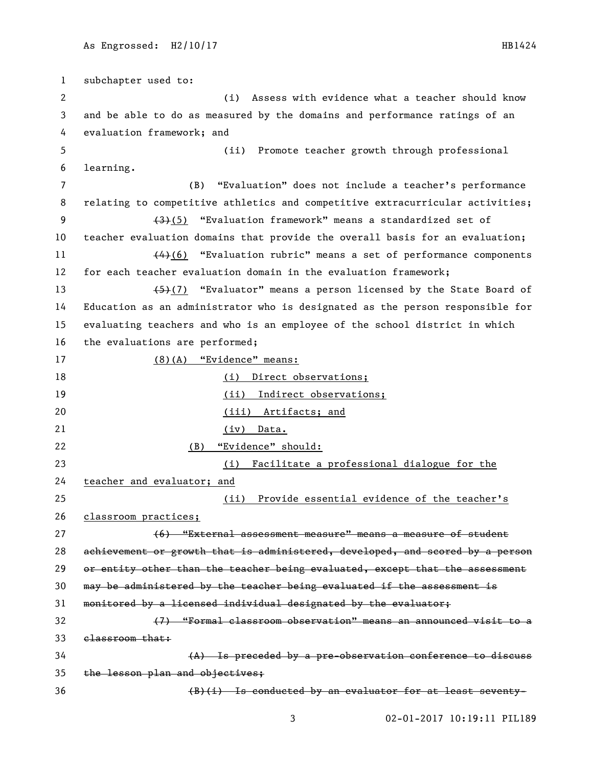subchapter used to:

(i) Assess with evidence what a teacher should know and be able to do as measured by the domains and performance ratings of an evaluation framework; and

(ii) Promote teacher growth through professional learning.

(B) "Evaluation" does not include a teacher's performance relating to competitive athletics and competitive extracurricular activities;

~~(3)~~(5) "Evaluation framework" means a standardized set of teacher evaluation domains that provide the overall basis for an evaluation;

~~(4)~~(6) "Evaluation rubric" means a set of performance components for each teacher evaluation domain in the evaluation framework;

~~(5)~~(7) "Evaluator" means a person licensed by the State Board of Education as an administrator who is designated as the person responsible for evaluating teachers and who is an employee of the school district in which the evaluations are performed;

<u>(8)(A) "Evidence" means:</u>

<u>(i) Direct observations;</u>

<u>(ii) Indirect observations;</u>

<u>(iii) Artifacts; and</u>

<u>(iv) Data.</u>

<u>(B) "Evidence" should:</u>

<u>(i) Facilitate a professional dialogue for the teacher and evaluator; and</u>

<u>(ii) Provide essential evidence of the teacher's classroom practices;</u>

~~(6) "External assessment measure" means a measure of student achievement or growth that is administered, developed, and scored by a person or entity other than the teacher being evaluated, except that the assessment may be administered by the teacher being evaluated if the assessment is monitored by a licensed individual designated by the evaluator;~~

~~(7) "Formal classroom observation" means an announced visit to a classroom that:~~

~~(A) Is preceded by a pre-observation conference to discuss the lesson plan and objectives;~~

~~(B)(i) Is conducted by an evaluator for at least seventy-~~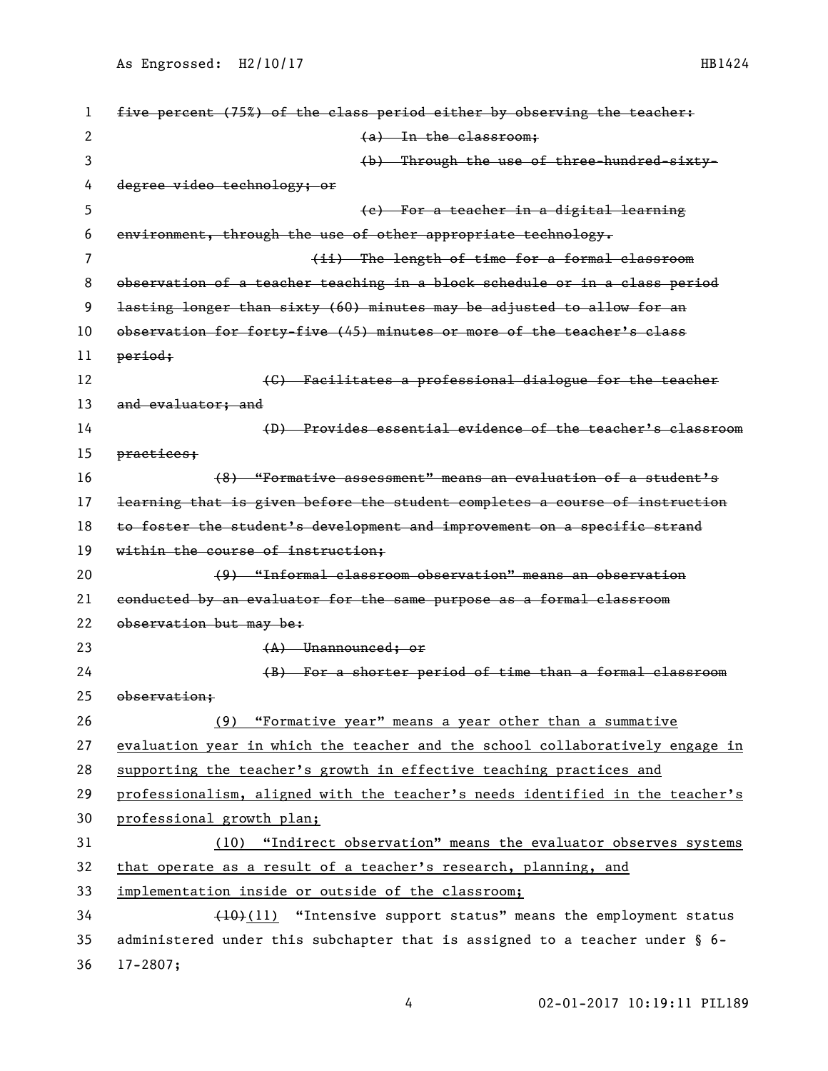~~five percent (75%) of the class period either by observing the teacher:~~

~~(a) In the classroom;~~

~~(b) Through the use of three-hundred-sixty-degree video technology; or~~

~~(c) For a teacher in a digital learning environment, through the use of other appropriate technology.~~

~~(ii) The length of time for a formal classroom observation of a teacher teaching in a block schedule or in a class period lasting longer than sixty (60) minutes may be adjusted to allow for an observation for forty-five (45) minutes or more of the teacher's class period;~~

~~(C) Facilitates a professional dialogue for the teacher and evaluator; and~~

~~(D) Provides essential evidence of the teacher's classroom practices;~~

~~(8) "Formative assessment" means an evaluation of a student's learning that is given before the student completes a course of instruction to foster the student's development and improvement on a specific strand within the course of instruction;~~

~~(9) "Informal classroom observation" means an observation conducted by an evaluator for the same purpose as a formal classroom observation but may be:~~

~~(A) Unannounced; or~~

~~(B) For a shorter period of time than a formal classroom observation;~~

<u>(9) "Formative year" means a year other than a summative evaluation year in which the teacher and the school collaboratively engage in supporting the teacher's growth in effective teaching practices and professionalism, aligned with the teacher's needs identified in the teacher's professional growth plan;</u>

<u>(10) "Indirect observation" means the evaluator observes systems that operate as a result of a teacher's research, planning, and implementation inside or outside of the classroom;</u>

~~(10)~~<u>(11)</u> "Intensive support status" means the employment status administered under this subchapter that is assigned to a teacher under § 6-17-2807;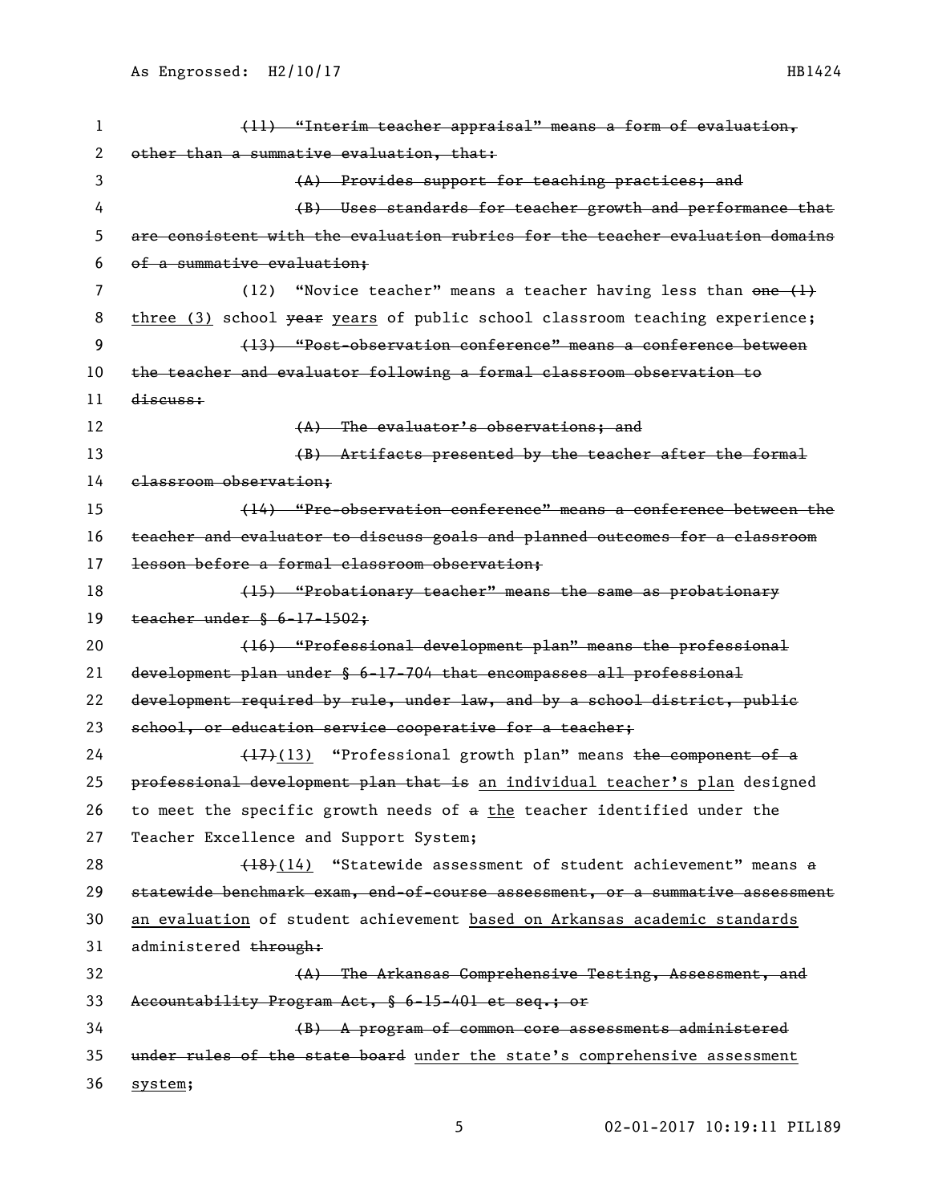~~(11) "Interim teacher appraisal" means a form of evaluation, other than a summative evaluation, that:~~

~~(A) Provides support for teaching practices; and~~

~~(B) Uses standards for teacher growth and performance that are consistent with the evaluation rubrics for the teacher evaluation domains of a summative evaluation;~~

(12) "Novice teacher" means a teacher having less than ~~one (1)~~ three (3) school ~~year~~ years of public school classroom teaching experience;

~~(13) "Post-observation conference" means a conference between the teacher and evaluator following a formal classroom observation to discuss:~~

~~(A) The evaluator's observations; and~~

~~(B) Artifacts presented by the teacher after the formal classroom observation;~~

~~(14) "Pre-observation conference" means a conference between the teacher and evaluator to discuss goals and planned outcomes for a classroom lesson before a formal classroom observation;~~

~~(15) "Probationary teacher" means the same as probationary teacher under § 6-17-1502;~~

~~(16) "Professional development plan" means the professional development plan under § 6-17-704 that encompasses all professional development required by rule, under law, and by a school district, public school, or education service cooperative for a teacher;~~

~~(17)~~(13) "Professional growth plan" means ~~the component of a professional development plan that is~~ an individual teacher's plan designed to meet the specific growth needs of ~~a~~ the teacher identified under the Teacher Excellence and Support System;

~~(18)~~(14) "Statewide assessment of student achievement" means ~~a statewide benchmark exam, end-of-course assessment, or a summative assessment~~ an evaluation of student achievement based on Arkansas academic standards administered ~~through:~~

~~(A) The Arkansas Comprehensive Testing, Assessment, and Accountability Program Act, § 6-15-401 et seq.; or~~

~~(B) A program of common core assessments administered under rules of the state board~~ under the state's comprehensive assessment system;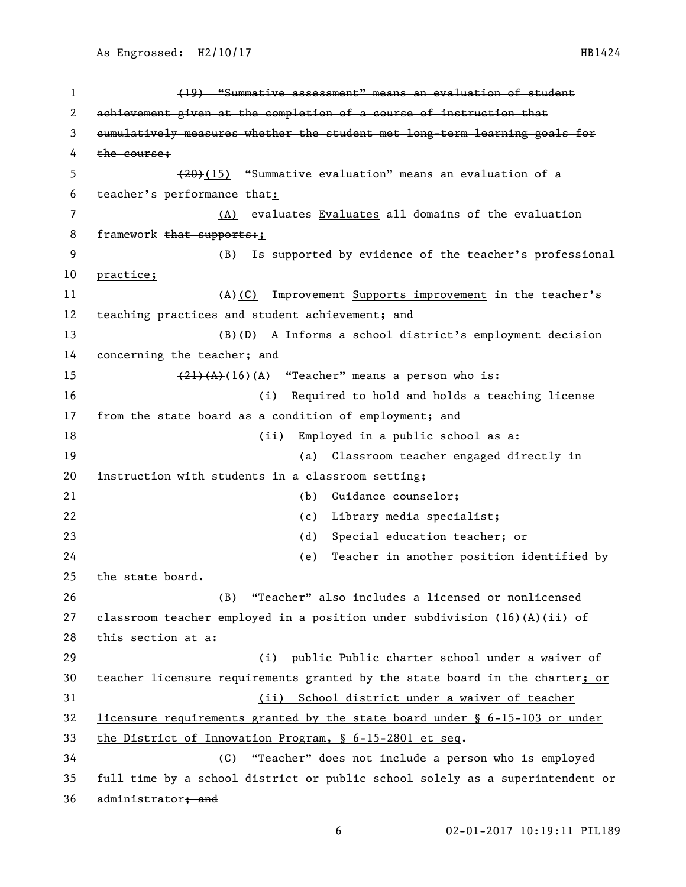~~(19) "Summative assessment" means an evaluation of student achievement given at the completion of a course of instruction that cumulatively measures whether the student met long-term learning goals for the course;~~

~~(20)~~(15) "Summative evaluation" means an evaluation of a teacher's performance that:

(A) ~~evaluates~~ Evaluates all domains of the evaluation framework ~~that supports:~~;

(B) Is supported by evidence of the teacher's professional practice;

~~(A)~~(C) ~~Improvement~~ Supports improvement in the teacher's teaching practices and student achievement; and

~~(B)~~(D) ~~A~~ Informs a school district's employment decision concerning the teacher; and

~~(21)(A)~~(16)(A) "Teacher" means a person who is:

(i) Required to hold and holds a teaching license from the state board as a condition of employment; and

(ii) Employed in a public school as a:

(a) Classroom teacher engaged directly in instruction with students in a classroom setting;

(b) Guidance counselor;

(c) Library media specialist;

(d) Special education teacher; or

(e) Teacher in another position identified by the state board.

(B) "Teacher" also includes a licensed or nonlicensed classroom teacher employed in a position under subdivision (16)(A)(ii) of this section at a:

(i) ~~public~~ Public charter school under a waiver of teacher licensure requirements granted by the state board in the charter; or

(ii) School district under a waiver of teacher licensure requirements granted by the state board under § 6-15-103 or under the District of Innovation Program, § 6-15-2801 et seq.

(C) "Teacher" does not include a person who is employed full time by a school district or public school solely as a superintendent or administrator~~; and~~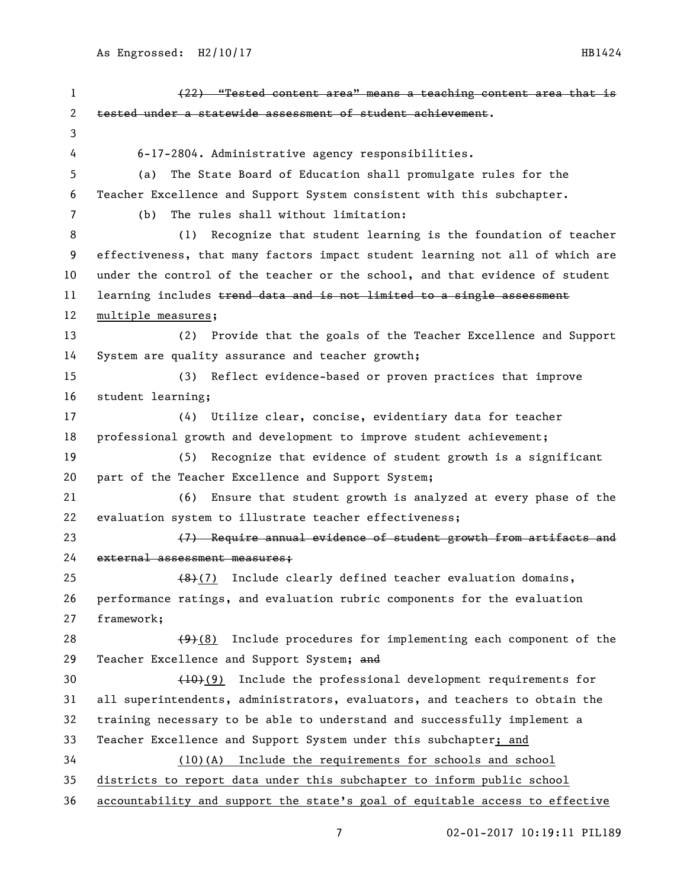~~(22) "Tested content area" means a teaching content area that is tested under a statewide assessment of student achievement~~.

6-17-2804. Administrative agency responsibilities.

(a) The State Board of Education shall promulgate rules for the Teacher Excellence and Support System consistent with this subchapter.

(b) The rules shall without limitation:

(1) Recognize that student learning is the foundation of teacher effectiveness, that many factors impact student learning not all of which are under the control of the teacher or the school, and that evidence of student learning includes ~~trend data and is not limited to a single assessment~~ <u>multiple measures</u>;

(2) Provide that the goals of the Teacher Excellence and Support System are quality assurance and teacher growth;

(3) Reflect evidence-based or proven practices that improve student learning;

(4) Utilize clear, concise, evidentiary data for teacher professional growth and development to improve student achievement;

(5) Recognize that evidence of student growth is a significant part of the Teacher Excellence and Support System;

(6) Ensure that student growth is analyzed at every phase of the evaluation system to illustrate teacher effectiveness;

~~(7) Require annual evidence of student growth from artifacts and external assessment measures;~~

~~(8)~~<u>(7)</u> Include clearly defined teacher evaluation domains, performance ratings, and evaluation rubric components for the evaluation framework;

~~(9)~~<u>(8)</u> Include procedures for implementing each component of the Teacher Excellence and Support System; ~~and~~

~~(10)~~<u>(9)</u> Include the professional development requirements for all superintendents, administrators, evaluators, and teachers to obtain the training necessary to be able to understand and successfully implement a Teacher Excellence and Support System under this subchapter<u>; and</u>

<u>(10)(A) Include the requirements for schools and school districts to report data under this subchapter to inform public school accountability and support the state's goal of equitable access to effective</u>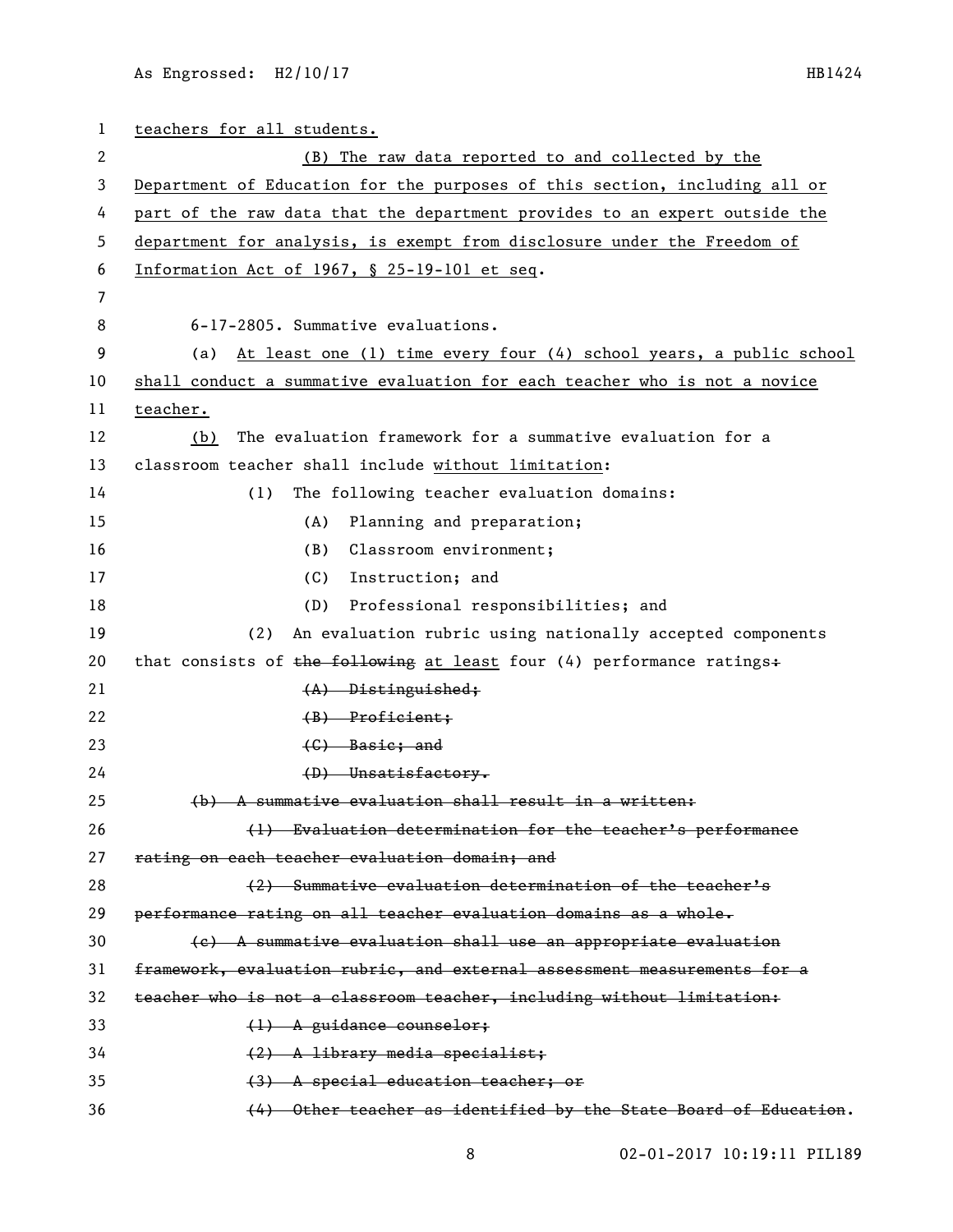teachers for all students.

(B) The raw data reported to and collected by the Department of Education for the purposes of this section, including all or part of the raw data that the department provides to an expert outside the department for analysis, is exempt from disclosure under the Freedom of Information Act of 1967, § 25-19-101 et seq.

6-17-2805. Summative evaluations.

(a) At least one (1) time every four (4) school years, a public school shall conduct a summative evaluation for each teacher who is not a novice teacher.

(b) The evaluation framework for a summative evaluation for a classroom teacher shall include without limitation:

(1) The following teacher evaluation domains:

(A) Planning and preparation;

(B) Classroom environment;

(C) Instruction; and

(D) Professional responsibilities; and

(2) An evaluation rubric using nationally accepted components that consists of ~~the following~~ at least four (4) performance ratings~~:~~

~~(A) Distinguished;~~

~~(B) Proficient;~~

~~(C) Basic; and~~

~~(D) Unsatisfactory.~~

~~(b) A summative evaluation shall result in a written:~~

~~(1) Evaluation determination for the teacher's performance rating on each teacher evaluation domain; and~~

~~(2) Summative evaluation determination of the teacher's performance rating on all teacher evaluation domains as a whole.~~

~~(c) A summative evaluation shall use an appropriate evaluation framework, evaluation rubric, and external assessment measurements for a teacher who is not a classroom teacher, including without limitation:~~

~~(1) A guidance counselor;~~

~~(2) A library media specialist;~~

~~(3) A special education teacher; or~~

~~(4) Other teacher as identified by the State Board of Education~~.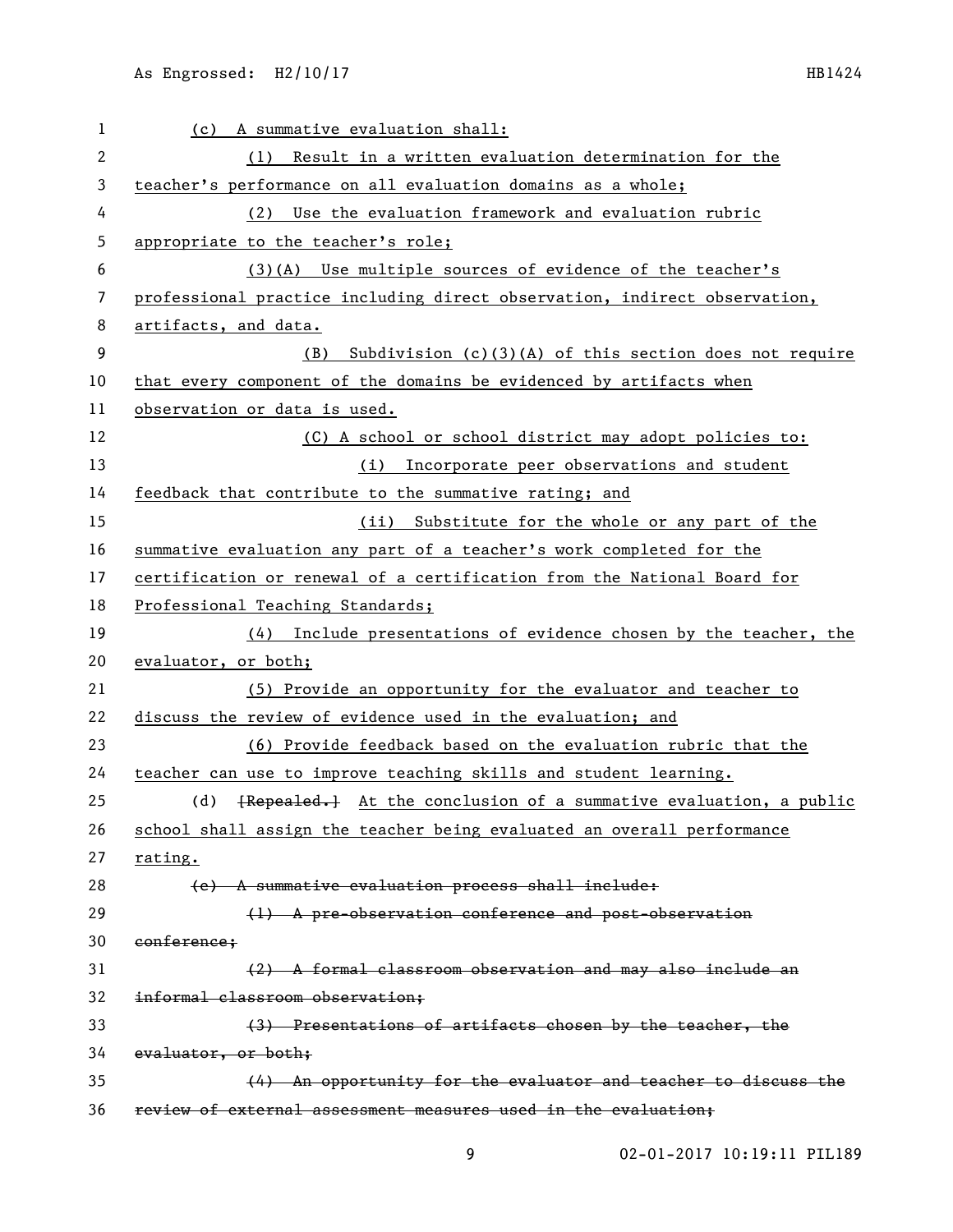(c) A summative evaluation shall:

(1) Result in a written evaluation determination for the teacher's performance on all evaluation domains as a whole;

(2) Use the evaluation framework and evaluation rubric appropriate to the teacher's role;

(3)(A) Use multiple sources of evidence of the teacher's professional practice including direct observation, indirect observation, artifacts, and data.

(B) Subdivision (c)(3)(A) of this section does not require that every component of the domains be evidenced by artifacts when observation or data is used.

(C) A school or school district may adopt policies to:

(i) Incorporate peer observations and student feedback that contribute to the summative rating; and

(ii) Substitute for the whole or any part of the summative evaluation any part of a teacher's work completed for the certification or renewal of a certification from the National Board for Professional Teaching Standards;

(4) Include presentations of evidence chosen by the teacher, the evaluator, or both;

(5) Provide an opportunity for the evaluator and teacher to discuss the review of evidence used in the evaluation; and

(6) Provide feedback based on the evaluation rubric that the teacher can use to improve teaching skills and student learning.

(d) ~~[Repealed.]~~ At the conclusion of a summative evaluation, a public school shall assign the teacher being evaluated an overall performance rating.

~~(e) A summative evaluation process shall include:~~

~~(1) A pre-observation conference and post-observation conference;~~

~~(2) A formal classroom observation and may also include an informal classroom observation;~~

~~(3) Presentations of artifacts chosen by the teacher, the evaluator, or both;~~

~~(4) An opportunity for the evaluator and teacher to discuss the review of external assessment measures used in the evaluation;~~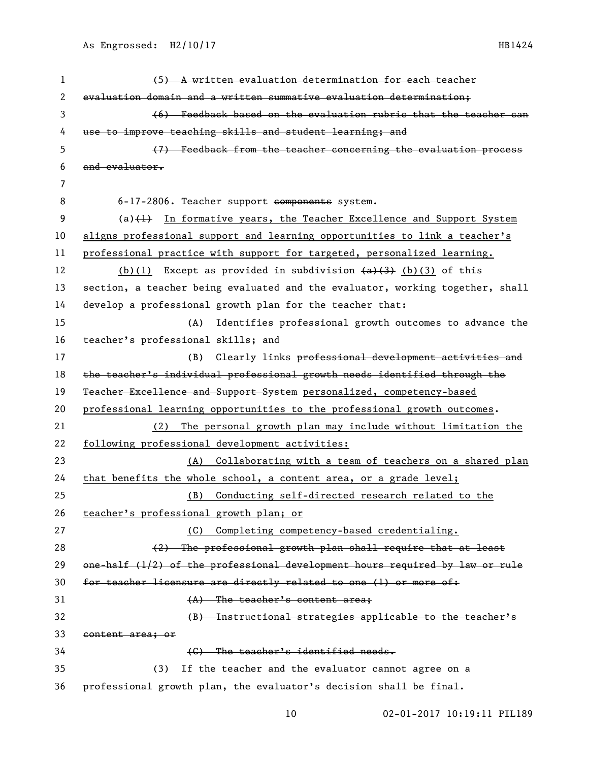~~(5) A written evaluation determination for each teacher evaluation domain and a written summative evaluation determination;~~

~~(6) Feedback based on the evaluation rubric that the teacher can use to improve teaching skills and student learning; and~~

~~(7) Feedback from the teacher concerning the evaluation process and evaluator.~~

6-17-2806. Teacher support ~~components~~ system.

(a)~~(1)~~ In formative years, the Teacher Excellence and Support System aligns professional support and learning opportunities to link a teacher's professional practice with support for targeted, personalized learning.

(b)(1) Except as provided in subdivision ~~(a)(3)~~ (b)(3) of this section, a teacher being evaluated and the evaluator, working together, shall develop a professional growth plan for the teacher that:

(A) Identifies professional growth outcomes to advance the teacher's professional skills; and

(B) Clearly links ~~professional development activities and the teacher's individual professional growth needs identified through the Teacher Excellence and Support System~~ personalized, competency-based professional learning opportunities to the professional growth outcomes.

(2) The personal growth plan may include without limitation the following professional development activities:

(A) Collaborating with a team of teachers on a shared plan that benefits the whole school, a content area, or a grade level;

(B) Conducting self-directed research related to the teacher's professional growth plan; or

(C) Completing competency-based credentialing.

~~(2) The professional growth plan shall require that at least one-half (1/2) of the professional development hours required by law or rule for teacher licensure are directly related to one (1) or more of:~~

~~(A) The teacher's content area;~~

~~(B) Instructional strategies applicable to the teacher's content area; or~~

~~(C) The teacher's identified needs.~~

(3) If the teacher and the evaluator cannot agree on a professional growth plan, the evaluator's decision shall be final.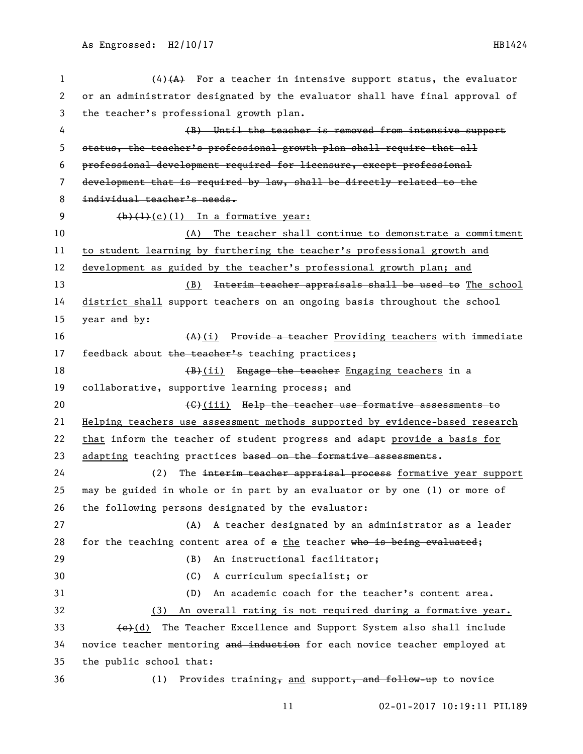(4)~~(A)~~ For a teacher in intensive support status, the evaluator or an administrator designated by the evaluator shall have final approval of the teacher's professional growth plan.

~~(B) Until the teacher is removed from intensive support status, the teacher's professional growth plan shall require that all professional development required for licensure, except professional development that is required by law, shall be directly related to the individual teacher's needs.~~

~~(b)(1)~~(c)(1) In a formative year:

(A) The teacher shall continue to demonstrate a commitment to student learning by furthering the teacher's professional growth and development as guided by the teacher's professional growth plan; and

(B) ~~Interim teacher appraisals shall be used to~~ The school district shall support teachers on an ongoing basis throughout the school year ~~and~~ by:

~~(A)~~(i) ~~Provide a teacher~~ Providing teachers with immediate feedback about ~~the teacher's~~ teaching practices;

~~(B)~~(ii) ~~Engage the teacher~~ Engaging teachers in a collaborative, supportive learning process; and

~~(C)~~(iii) ~~Help the teacher use formative assessments to~~ Helping teachers use assessment methods supported by evidence-based research that inform the teacher of student progress and ~~adapt~~ provide a basis for adapting teaching practices ~~based on the formative assessments~~.

(2) The ~~interim teacher appraisal process~~ formative year support may be guided in whole or in part by an evaluator or by one (1) or more of the following persons designated by the evaluator:

(A) A teacher designated by an administrator as a leader for the teaching content area of ~~a~~ the teacher ~~who is being evaluated~~;

(B) An instructional facilitator;

(C) A curriculum specialist; or

(D) An academic coach for the teacher's content area.

(3) An overall rating is not required during a formative year.

~~(c)~~(d) The Teacher Excellence and Support System also shall include novice teacher mentoring ~~and induction~~ for each novice teacher employed at the public school that:

(1) Provides training~~,~~ and support~~, and follow-up~~ to novice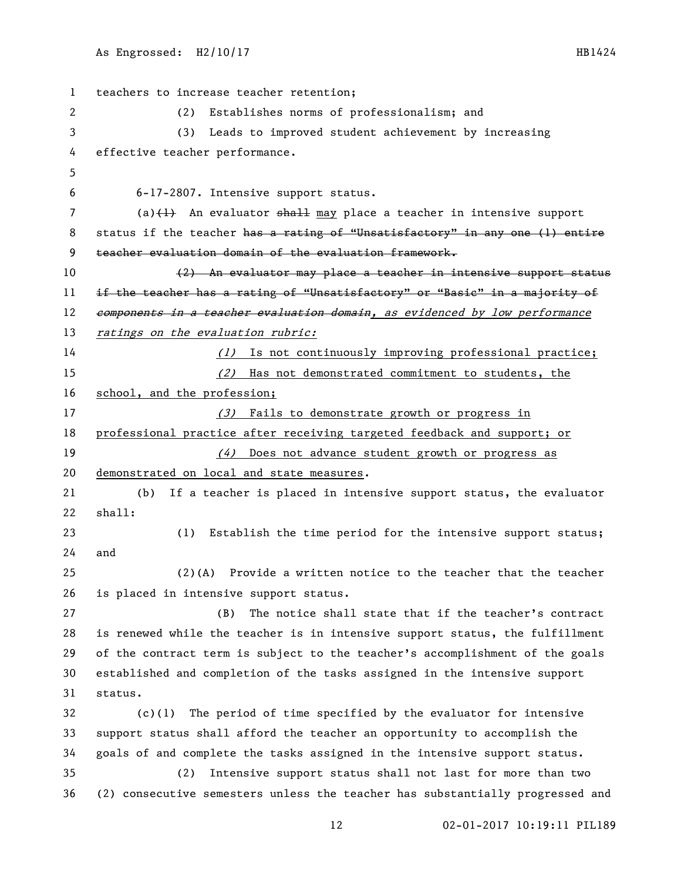teachers to increase teacher retention;

(2) Establishes norms of professionalism; and

(3) Leads to improved student achievement by increasing effective teacher performance.

6-17-2807. Intensive support status.

(a)~~(1)~~ An evaluator ~~shall~~ may place a teacher in intensive support status if the teacher ~~has a rating of "Unsatisfactory" in any one (1) entire teacher evaluation domain of the evaluation framework.~~

~~(2) An evaluator may place a teacher in intensive support status if the teacher has a rating of "Unsatisfactory" or "Basic" in a majority of~~ ~~*components in a teacher evaluation domain*~~*, as evidenced by low performance ratings on the evaluation rubric:*

*(1)* Is not continuously improving professional practice;

*(2)* Has not demonstrated commitment to students, the school, and the profession;

*(3)* Fails to demonstrate growth or progress in professional practice after receiving targeted feedback and support; or

*(4)* Does not advance student growth or progress as demonstrated on local and state measures.

(b) If a teacher is placed in intensive support status, the evaluator shall:

(1) Establish the time period for the intensive support status; and

(2)(A) Provide a written notice to the teacher that the teacher is placed in intensive support status.

(B) The notice shall state that if the teacher's contract is renewed while the teacher is in intensive support status, the fulfillment of the contract term is subject to the teacher's accomplishment of the goals established and completion of the tasks assigned in the intensive support status.

(c)(1) The period of time specified by the evaluator for intensive support status shall afford the teacher an opportunity to accomplish the goals of and complete the tasks assigned in the intensive support status.

(2) Intensive support status shall not last for more than two (2) consecutive semesters unless the teacher has substantially progressed and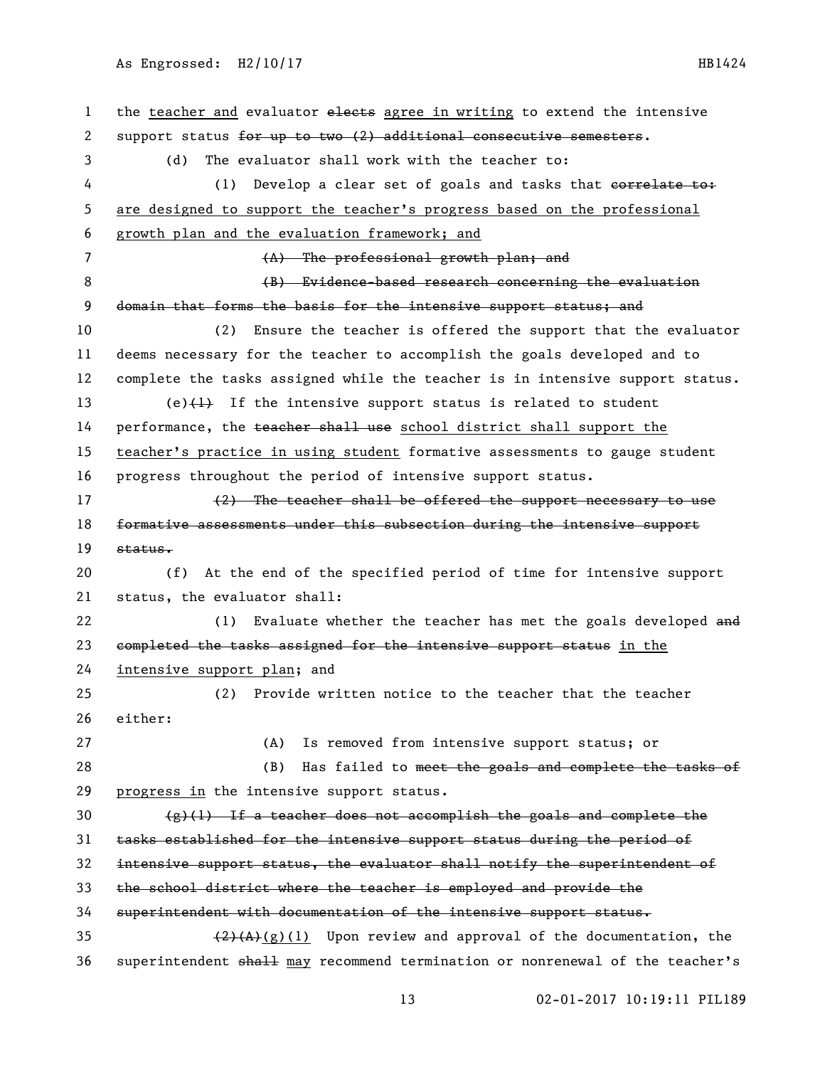the <u>teacher and</u> evaluator ~~elects~~ <u>agree in writing</u> to extend the intensive support status ~~for up to two (2) additional consecutive semesters~~.

(d) The evaluator shall work with the teacher to:

(1) Develop a clear set of goals and tasks that ~~correlate to:~~ <u>are designed to support the teacher's progress based on the professional growth plan and the evaluation framework; and</u>

~~(A) The professional growth plan; and~~

~~(B) Evidence-based research concerning the evaluation domain that forms the basis for the intensive support status; and~~

(2) Ensure the teacher is offered the support that the evaluator deems necessary for the teacher to accomplish the goals developed and to complete the tasks assigned while the teacher is in intensive support status.

(e)~~(1)~~ If the intensive support status is related to student performance, the ~~teacher shall use~~ <u>school district shall support the teacher's practice in using student</u> formative assessments to gauge student progress throughout the period of intensive support status.

~~(2) The teacher shall be offered the support necessary to use formative assessments under this subsection during the intensive support status.~~

(f) At the end of the specified period of time for intensive support status, the evaluator shall:

(1) Evaluate whether the teacher has met the goals developed ~~and completed the tasks assigned for the intensive support status~~ <u>in the intensive support plan</u>; and

(2) Provide written notice to the teacher that the teacher either:

(A) Is removed from intensive support status; or

(B) Has failed to ~~meet the goals and complete the tasks of~~ <u>progress in</u> the intensive support status.

~~(g)(1) If a teacher does not accomplish the goals and complete the tasks established for the intensive support status during the period of intensive support status, the evaluator shall notify the superintendent of the school district where the teacher is employed and provide the superintendent with documentation of the intensive support status.~~

~~(2)(A)~~<u>(g)(1)</u> Upon review and approval of the documentation, the superintendent ~~shall~~ <u>may</u> recommend termination or nonrenewal of the teacher's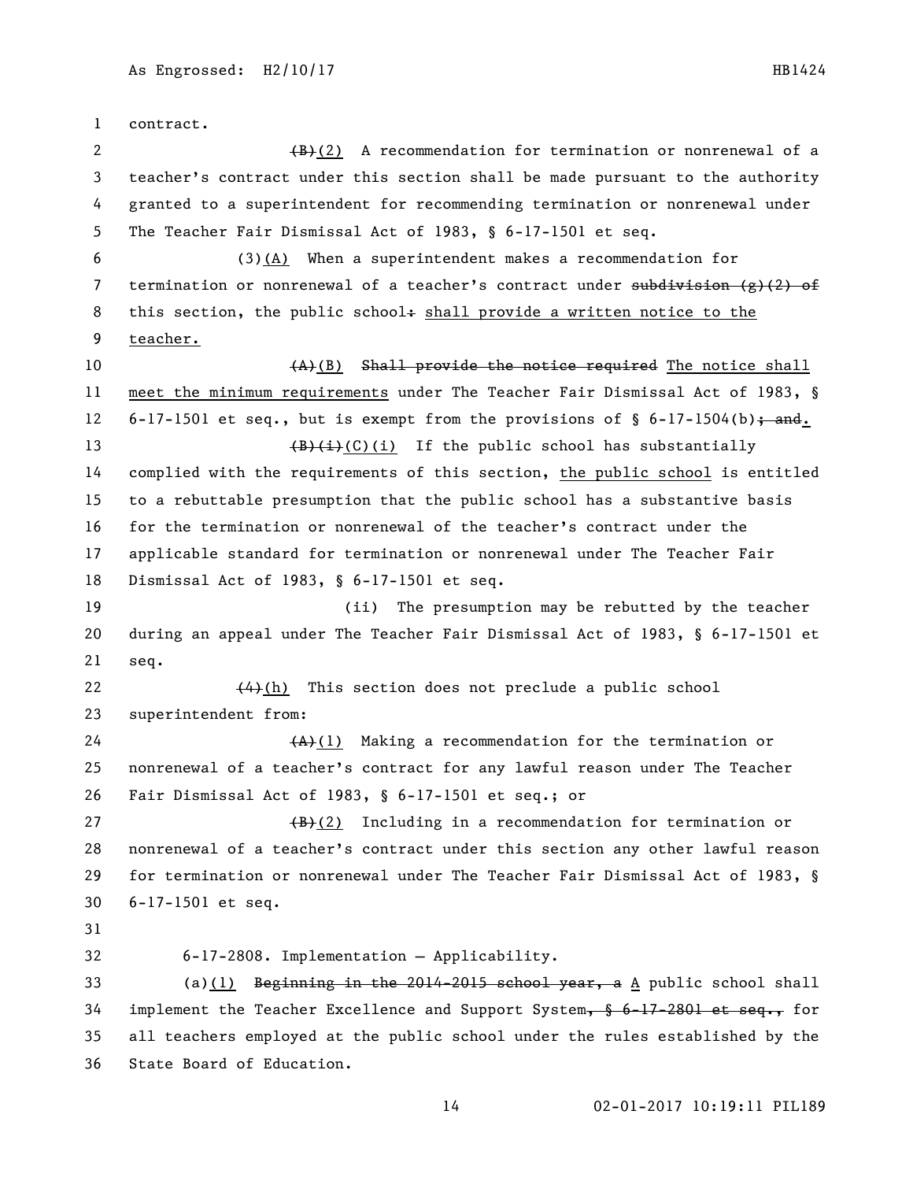contract.

~~(B)~~(2) A recommendation for termination or nonrenewal of a teacher's contract under this section shall be made pursuant to the authority granted to a superintendent for recommending termination or nonrenewal under The Teacher Fair Dismissal Act of 1983, § 6-17-1501 et seq.

(3)<u>(A)</u> When a superintendent makes a recommendation for termination or nonrenewal of a teacher's contract under ~~subdivision (g)(2) of~~ this section, the public school~~:~~ <u>shall provide a written notice to the teacher.</u>

~~(A)~~<u>(B)</u> ~~Shall provide the notice required~~ <u>The notice shall meet the minimum requirements</u> under The Teacher Fair Dismissal Act of 1983, § 6-17-1501 et seq., but is exempt from the provisions of § 6-17-1504(b)~~; and~~<u>.</u>

~~(B)(i)~~<u>(C)(i)</u> If the public school has substantially complied with the requirements of this section, <u>the public school</u> is entitled to a rebuttable presumption that the public school has a substantive basis for the termination or nonrenewal of the teacher's contract under the applicable standard for termination or nonrenewal under The Teacher Fair Dismissal Act of 1983, § 6-17-1501 et seq.

(ii) The presumption may be rebutted by the teacher during an appeal under The Teacher Fair Dismissal Act of 1983, § 6-17-1501 et seq.

~~(4)~~<u>(h)</u> This section does not preclude a public school superintendent from:

~~(A)~~<u>(1)</u> Making a recommendation for the termination or nonrenewal of a teacher's contract for any lawful reason under The Teacher Fair Dismissal Act of 1983, § 6-17-1501 et seq.; or

~~(B)~~<u>(2)</u> Including in a recommendation for termination or nonrenewal of a teacher's contract under this section any other lawful reason for termination or nonrenewal under The Teacher Fair Dismissal Act of 1983, § 6-17-1501 et seq.

6-17-2808. Implementation — Applicability.

(a)<u>(1)</u> ~~Beginning in the 2014-2015 school year, a~~ <u>A</u> public school shall implement the Teacher Excellence and Support System~~, § 6-17-2801 et seq.,~~ for all teachers employed at the public school under the rules established by the State Board of Education.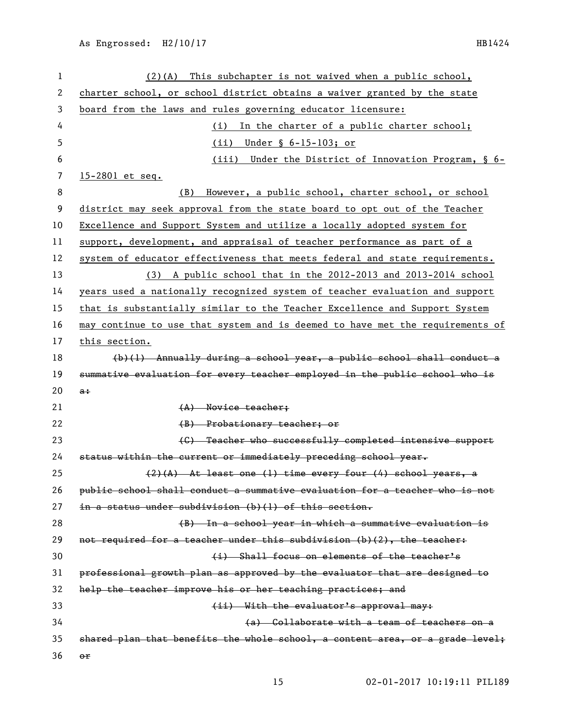(2)(A) This subchapter is not waived when a public school, charter school, or school district obtains a waiver granted by the state board from the laws and rules governing educator licensure:

(i) In the charter of a public charter school;

(ii) Under § 6-15-103; or

(iii) Under the District of Innovation Program, § 6-15-2801 et seq.

(B) However, a public school, charter school, or school district may seek approval from the state board to opt out of the Teacher Excellence and Support System and utilize a locally adopted system for support, development, and appraisal of teacher performance as part of a system of educator effectiveness that meets federal and state requirements.

(3) A public school that in the 2012-2013 and 2013-2014 school years used a nationally recognized system of teacher evaluation and support that is substantially similar to the Teacher Excellence and Support System may continue to use that system and is deemed to have met the requirements of this section.

~~(b)(1) Annually during a school year, a public school shall conduct a summative evaluation for every teacher employed in the public school who is a:~~

~~(A) Novice teacher;~~

~~(B) Probationary teacher; or~~

~~(C) Teacher who successfully completed intensive support status within the current or immediately preceding school year.~~

~~(2)(A) At least one (1) time every four (4) school years, a public school shall conduct a summative evaluation for a teacher who is not in a status under subdivision (b)(1) of this section.~~

~~(B) In a school year in which a summative evaluation is not required for a teacher under this subdivision (b)(2), the teacher:~~

~~(i) Shall focus on elements of the teacher's professional growth plan as approved by the evaluator that are designed to help the teacher improve his or her teaching practices; and~~

~~(ii) With the evaluator's approval may:~~

~~(a) Collaborate with a team of teachers on a shared plan that benefits the whole school, a content area, or a grade level; or~~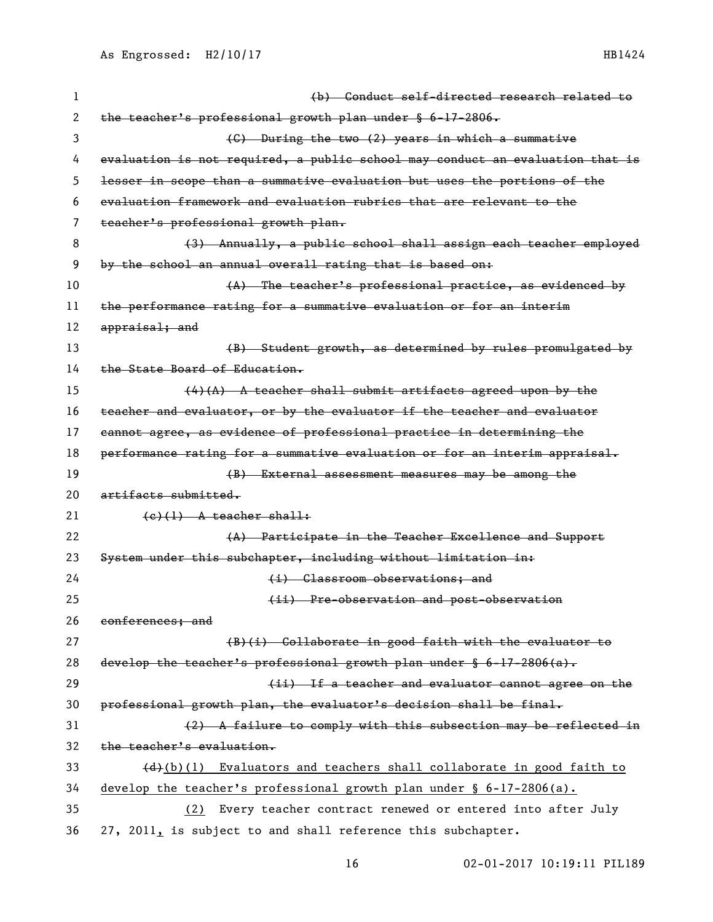~~(b) Conduct self-directed research related to the teacher's professional growth plan under § 6-17-2806.~~

~~(C) During the two (2) years in which a summative evaluation is not required, a public school may conduct an evaluation that is lesser in scope than a summative evaluation but uses the portions of the evaluation framework and evaluation rubrics that are relevant to the teacher's professional growth plan.~~

~~(3) Annually, a public school shall assign each teacher employed by the school an annual overall rating that is based on:~~

~~(A) The teacher's professional practice, as evidenced by the performance rating for a summative evaluation or for an interim appraisal; and~~

~~(B) Student growth, as determined by rules promulgated by the State Board of Education.~~

~~(4)(A) A teacher shall submit artifacts agreed upon by the teacher and evaluator, or by the evaluator if the teacher and evaluator cannot agree, as evidence of professional practice in determining the performance rating for a summative evaluation or for an interim appraisal.~~

~~(B) External assessment measures may be among the artifacts submitted.~~

~~(c)(1) A teacher shall:~~

~~(A) Participate in the Teacher Excellence and Support System under this subchapter, including without limitation in:~~

~~(i) Classroom observations; and~~

~~(ii) Pre-observation and post-observation conferences; and~~

~~(B)(i) Collaborate in good faith with the evaluator to develop the teacher's professional growth plan under § 6-17-2806(a).~~

~~(ii) If a teacher and evaluator cannot agree on the professional growth plan, the evaluator's decision shall be final.~~

~~(2) A failure to comply with this subsection may be reflected in the teacher's evaluation.~~

~~(d)~~<u>(b)(1) Evaluators and teachers shall collaborate in good faith to develop the teacher's professional growth plan under § 6-17-2806(a).</u>

<u>(2)</u> Every teacher contract renewed or entered into after July 27, 2011<u>,</u> is subject to and shall reference this subchapter.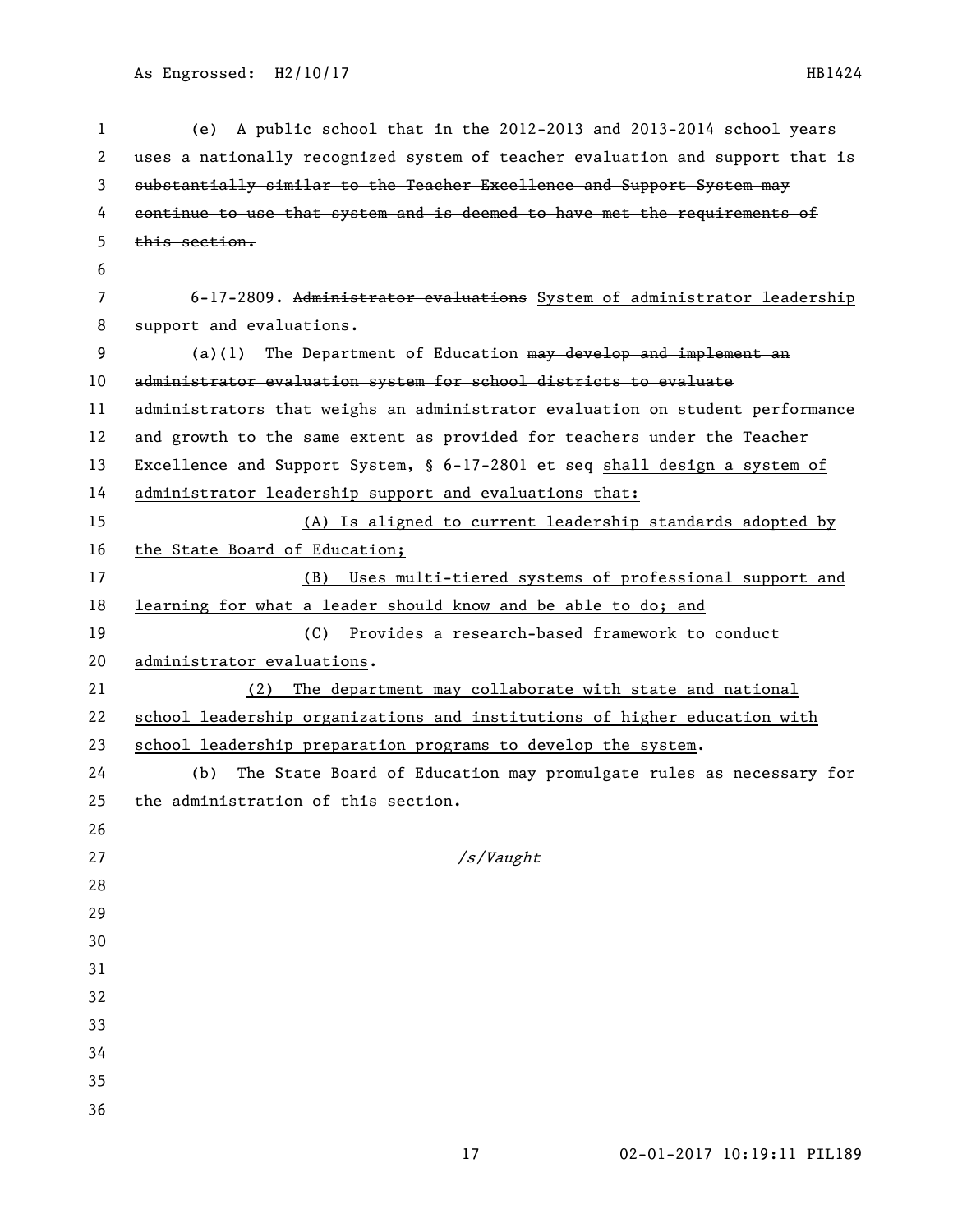~~(e) A public school that in the 2012-2013 and 2013-2014 school years uses a nationally recognized system of teacher evaluation and support that is substantially similar to the Teacher Excellence and Support System may continue to use that system and is deemed to have met the requirements of this section.~~

6-17-2809. ~~Administrator evaluations~~ <u>System of administrator leadership support and evaluations</u>.

(a)<u>(1)</u> The Department of Education ~~may develop and implement an administrator evaluation system for school districts to evaluate administrators that weighs an administrator evaluation on student performance and growth to the same extent as provided for teachers under the Teacher Excellence and Support System, § 6-17-2801 et seq~~ <u>shall design a system of administrator leadership support and evaluations that:</u>

<u>(A) Is aligned to current leadership standards adopted by the State Board of Education;</u>

<u>(B) Uses multi-tiered systems of professional support and learning for what a leader should know and be able to do; and</u>

<u>(C) Provides a research-based framework to conduct administrator evaluations</u>.

<u>(2) The department may collaborate with state and national school leadership organizations and institutions of higher education with school leadership preparation programs to develop the system</u>.

(b) The State Board of Education may promulgate rules as necessary for the administration of this section.

*/s/Vaught*